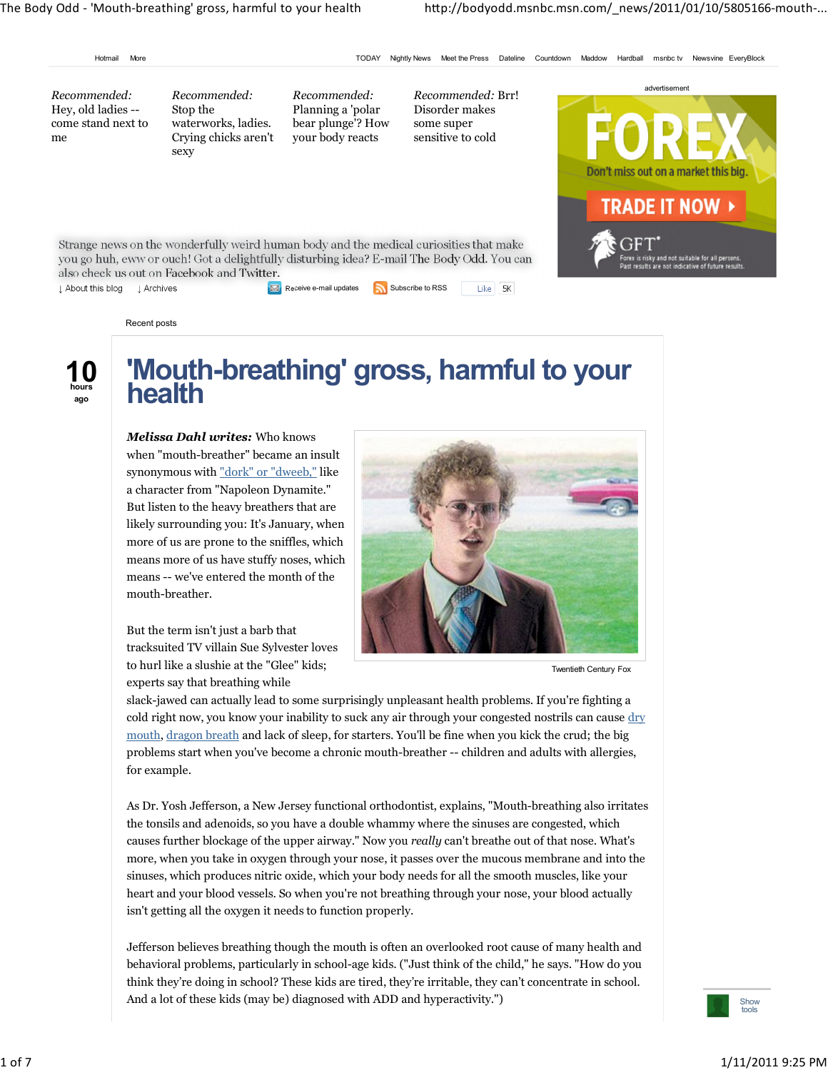Hotmail More

TODAY Nightly News Meet the Press Dateline Countdown Maddow Hardball msnbc tv Newsvine EveryBlock

*Recommended:* Hey, old ladies -- come stand next to me

*Recommended:* Stop the waterworks, ladies. Crying chicks aren't sexy

*Recommended:* Planning a 'polar bear plunge'? How your body reacts

*Recommended:* Brr! Disorder makes some super sensitive to cold

advertisement

Strange news on the wonderfully weird human body and the medical curiosities that make you go huh, eww or ouch! Got a delightfully disturbing idea? E-mail The Body Odd. You can also check us out on Facebook and Twitter.

↓ About this blog ↓ Archives Receive e-mail updates Subscribe to RSS Like 5K

Recent posts

**10** hours ago

# 'Mouth-breathing' gross, harmful to your health

***Melissa Dahl writes:*** Who knows when "mouth-breather" became an insult synonymous with "dork" or "dweeb," like a character from "Napoleon Dynamite." But listen to the heavy breathers that are likely surrounding you: It's January, when more of us are prone to the sniffles, which means more of us have stuffy noses, which means -- we've entered the month of the mouth-breather.

Twentieth Century Fox

But the term isn't just a barb that tracksuited TV villain Sue Sylvester loves to hurl like a slushie at the "Glee" kids; experts say that breathing while slack-jawed can actually lead to some surprisingly unpleasant health problems. If you're fighting a cold right now, you know your inability to suck any air through your congested nostrils can cause dry mouth, dragon breath and lack of sleep, for starters. You'll be fine when you kick the crud; the big problems start when you've become a chronic mouth-breather -- children and adults with allergies, for example.

As Dr. Yosh Jefferson, a New Jersey functional orthodontist, explains, "Mouth-breathing also irritates the tonsils and adenoids, so you have a double whammy where the sinuses are congested, which causes further blockage of the upper airway." Now you *really* can't breathe out of that nose. What's more, when you take in oxygen through your nose, it passes over the mucous membrane and into the sinuses, which produces nitric oxide, which your body needs for all the smooth muscles, like your heart and your blood vessels. So when you're not breathing through your nose, your blood actually isn't getting all the oxygen it needs to function properly.

Jefferson believes breathing though the mouth is often an overlooked root cause of many health and behavioral problems, particularly in school-age kids. ("Just think of the child," he says. "How do you think they're doing in school? These kids are tired, they're irritable, they can't concentrate in school. And a lot of these kids (may be) diagnosed with ADD and hyperactivity.")

Show tools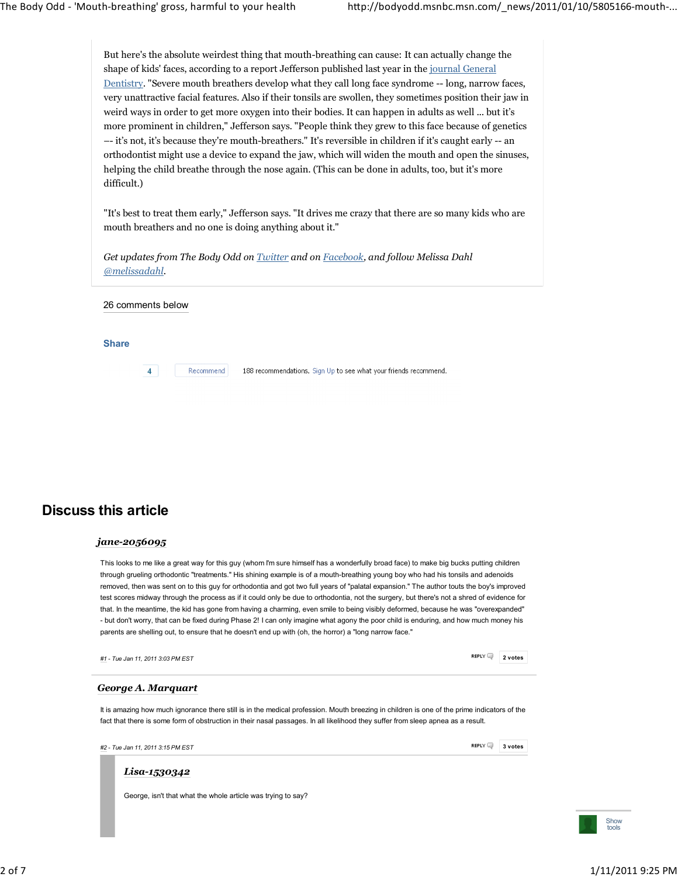But here's the absolute weirdest thing that mouth-breathing can cause: It can actually change the shape of kids' faces, according to a report Jefferson published last year in the journal General Dentistry. "Severe mouth breathers develop what they call long face syndrome -- long, narrow faces, very unattractive facial features. Also if their tonsils are swollen, they sometimes position their jaw in weird ways in order to get more oxygen into their bodies. It can happen in adults as well ... but it's more prominent in children," Jefferson says. "People think they grew to this face because of genetics –- it's not, it's because they're mouth-breathers." It's reversible in children if it's caught early -- an orthodontist might use a device to expand the jaw, which will widen the mouth and open the sinuses, helping the child breathe through the nose again. (This can be done in adults, too, but it's more difficult.)

"It's best to treat them early," Jefferson says. "It drives me crazy that there are so many kids who are mouth breathers and no one is doing anything about it."

*Get updates from The Body Odd on Twitter and on Facebook, and follow Melissa Dahl @melissadahl.*

26 comments below

**Share**

4 Recommend 188 recommendations. Sign Up to see what your friends recommend.

## Discuss this article

***jane-2056095***

This looks to me like a great way for this guy (whom I'm sure himself has a wonderfully broad face) to make big bucks putting children through grueling orthodontic "treatments." His shining example is of a mouth-breathing young boy who had his tonsils and adenoids removed, then was sent on to this guy for orthodontia and got two full years of "palatal expansion." The author touts the boy's improved test scores midway through the process as if it could only be due to orthodontia, not the surgery, but there's not a shred of evidence for that. In the meantime, the kid has gone from having a charming, even smile to being visibly deformed, because he was "overexpanded" - but don't worry, that can be fixed during Phase 2! I can only imagine what agony the poor child is enduring, and how much money his parents are shelling out, to ensure that he doesn't end up with (oh, the horror) a "long narrow face."

*#1 - Tue Jan 11, 2011 3:03 PM EST*

REPLY 2 votes

***George A. Marquart***

It is amazing how much ignorance there still is in the medical profession. Mouth breezing in children is one of the prime indicators of the fact that there is some form of obstruction in their nasal passages. In all likelihood they suffer from sleep apnea as a result.

*#2 - Tue Jan 11, 2011 3:15 PM EST*

REPLY 3 votes

***Lisa-1530342***

George, isn't that what the whole article was trying to say?

Show tools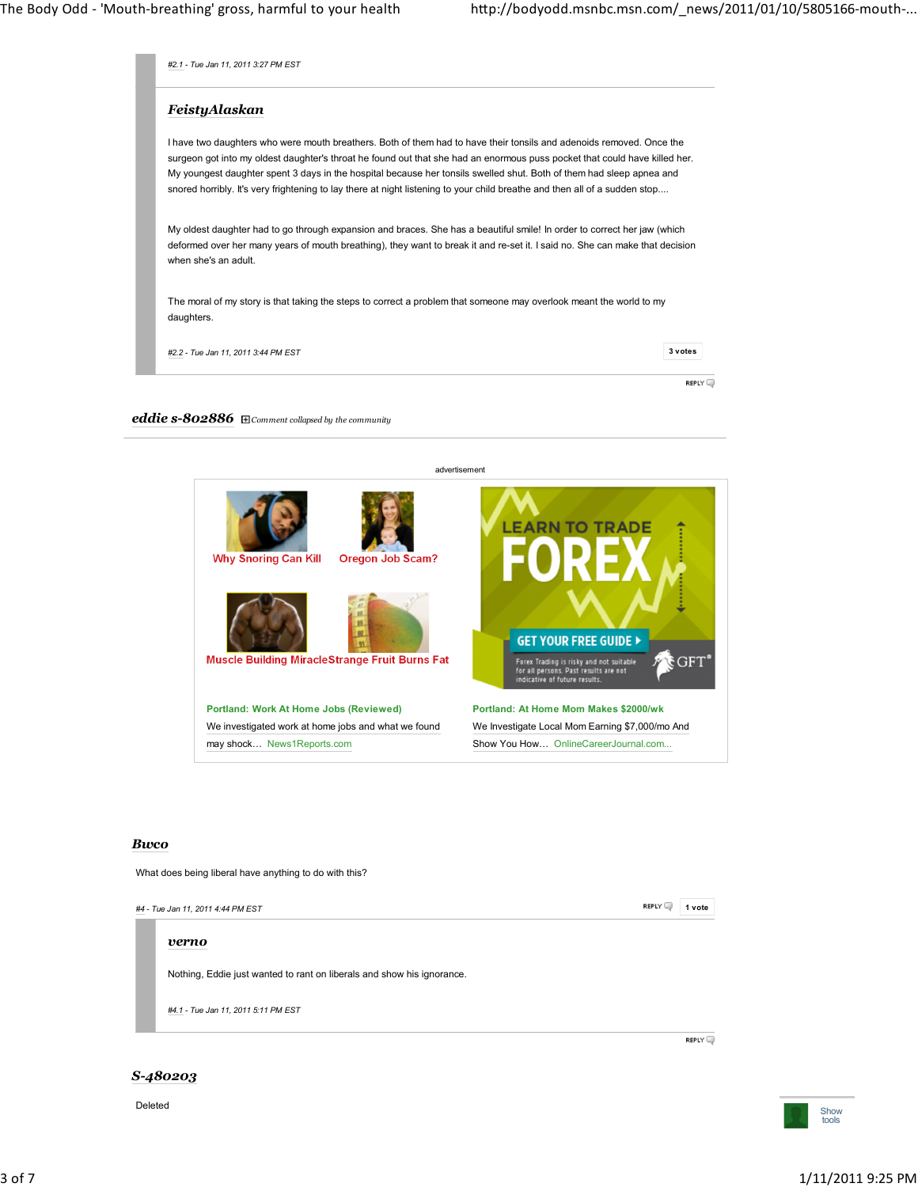#2.1 - Tue Jan 11, 2011 3:27 PM EST

### FeistyAlaskan

I have two daughters who were mouth breathers. Both of them had to have their tonsils and adenoids removed. Once the surgeon got into my oldest daughter's throat he found out that she had an enormous puss pocket that could have killed her. My youngest daughter spent 3 days in the hospital because her tonsils swelled shut. Both of them had sleep apnea and snored horribly. It's very frightening to lay there at night listening to your child breathe and then all of a sudden stop....

My oldest daughter had to go through expansion and braces. She has a beautiful smile! In order to correct her jaw (which deformed over her many years of mouth breathing), they want to break it and re-set it. I said no. She can make that decision when she's an adult.

The moral of my story is that taking the steps to correct a problem that someone may overlook meant the world to my daughters.

#2.2 - Tue Jan 11, 2011 3:44 PM EST — 3 votes

REPLY

### eddie s-802886

*Comment collapsed by the community*

advertisement

Why Snoring Can Kill

Oregon Job Scam?

Muscle Building Miracle

Strange Fruit Burns Fat

LEARN TO TRADE FOREX — GET YOUR FREE GUIDE — Forex Trading is risky and not suitable for all persons. Past results are not indicative of future results. GFT®

**Portland: Work At Home Jobs (Reviewed)**
We investigated work at home jobs and what we found may shock… News1Reports.com

**Portland: At Home Mom Makes $2000/wk**
We Investigate Local Mom Earning $7,000/mo And Show You How… OnlineCareerJournal.com...

### Bwco

What does being liberal have anything to do with this?

#4 - Tue Jan 11, 2011 4:44 PM EST — REPLY — 1 vote

### verno

Nothing, Eddie just wanted to rant on liberals and show his ignorance.

#4.1 - Tue Jan 11, 2011 5:11 PM EST

REPLY

### S-480203

Deleted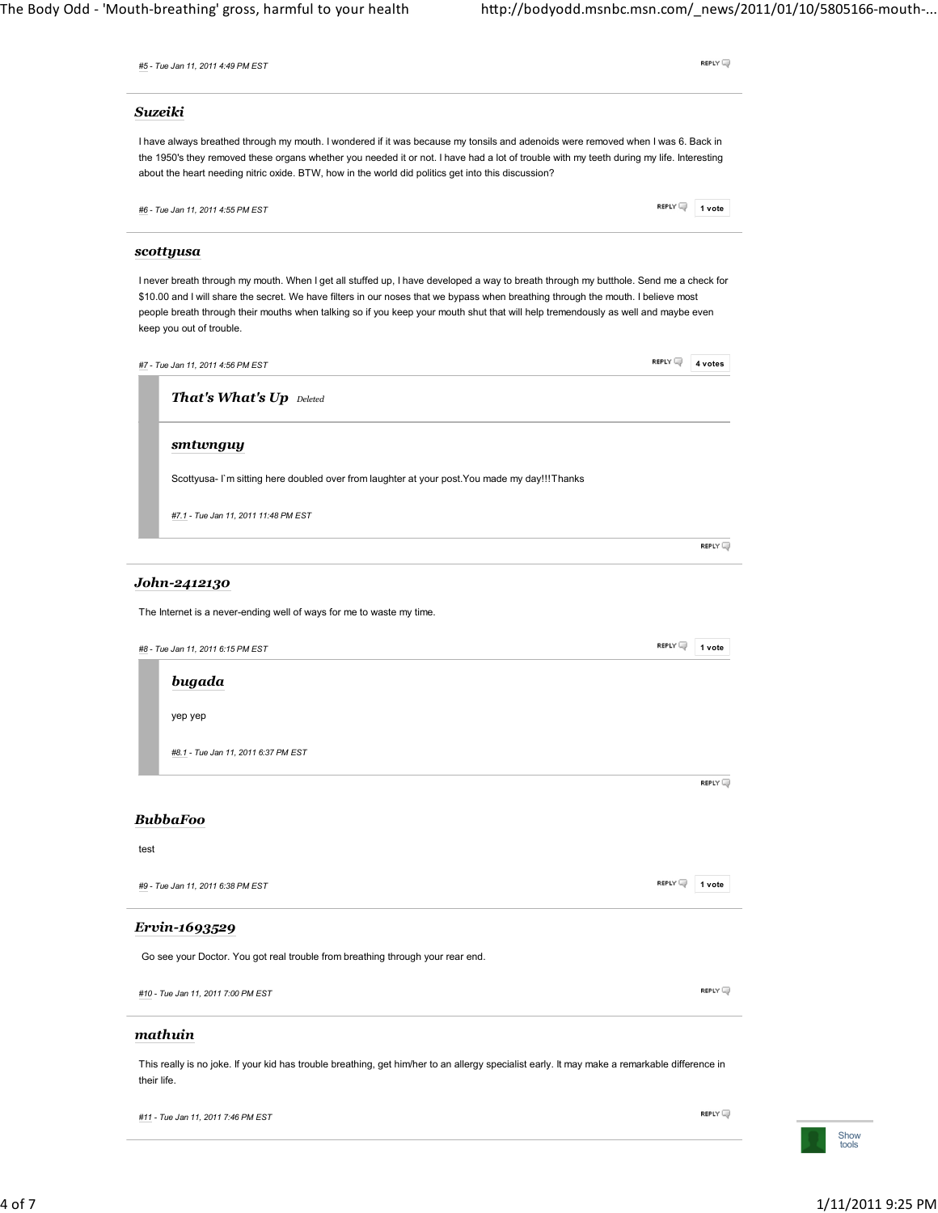*#5 - Tue Jan 11, 2011 4:49 PM EST*

REPLY

### *Suzeiki*

I have always breathed through my mouth. I wondered if it was because my tonsils and adenoids were removed when I was 6. Back in the 1950's they removed these organs whether you needed it or not. I have had a lot of trouble with my teeth during my life. Interesting about the heart needing nitric oxide. BTW, how in the world did politics get into this discussion?

*#6 - Tue Jan 11, 2011 4:55 PM EST*

REPLY 1 vote

### *scottyusa*

I never breath through my mouth. When I get all stuffed up, I have developed a way to breath through my butthole. Send me a check for $10.00 and I will share the secret. We have filters in our noses that we bypass when breathing through the mouth. I believe most people breath through their mouths when talking so if you keep your mouth shut that will help tremendously as well and maybe even keep you out of trouble.

*#7 - Tue Jan 11, 2011 4:56 PM EST*

REPLY 4 votes

> ### *That's What's Up* *Deleted*
>
> ### *smtwnguy*
>
> Scottyusa- I`m sitting here doubled over from laughter at your post.You made my day!!!Thanks
>
> *#7.1 - Tue Jan 11, 2011 11:48 PM EST*

REPLY

### *John-2412130*

The Internet is a never-ending well of ways for me to waste my time.

*#8 - Tue Jan 11, 2011 6:15 PM EST*

REPLY 1 vote

> ### *bugada*
>
> yep yep
>
> *#8.1 - Tue Jan 11, 2011 6:37 PM EST*

REPLY

### *BubbaFoo*

test

*#9 - Tue Jan 11, 2011 6:38 PM EST*

REPLY 1 vote

### *Ervin-1693529*

Go see your Doctor. You got real trouble from breathing through your rear end.

*#10 - Tue Jan 11, 2011 7:00 PM EST*

REPLY

### *mathuin*

This really is no joke. If your kid has trouble breathing, get him/her to an allergy specialist early. It may make a remarkable difference in their life.

*#11 - Tue Jan 11, 2011 7:46 PM EST*

REPLY

Show tools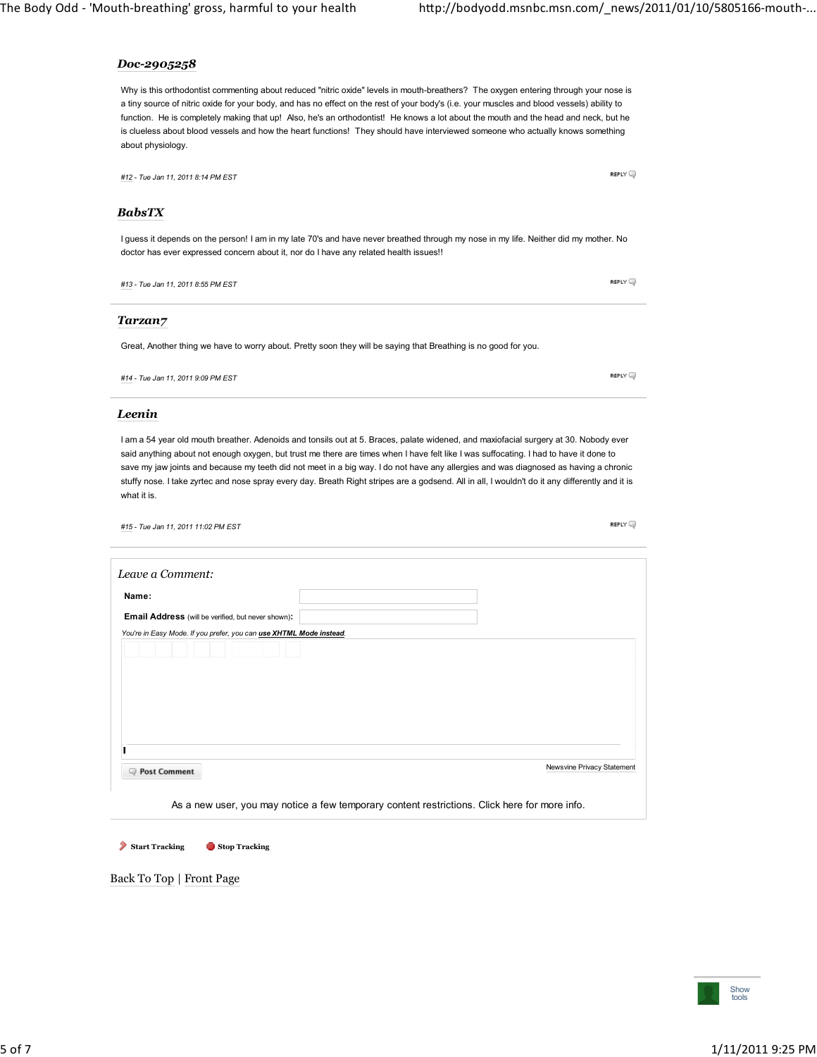### Doc-2905258

Why is this orthodontist commenting about reduced "nitric oxide" levels in mouth-breathers? The oxygen entering through your nose is a tiny source of nitric oxide for your body, and has no effect on the rest of your body's (i.e. your muscles and blood vessels) ability to function. He is completely making that up! Also, he's an orthodontist! He knows a lot about the mouth and the head and neck, but he is clueless about blood vessels and how the heart functions! They should have interviewed someone who actually knows something about physiology.

*#12 - Tue Jan 11, 2011 8:14 PM EST*

REPLY

### BabsTX

I guess it depends on the person! I am in my late 70's and have never breathed through my nose in my life. Neither did my mother. No doctor has ever expressed concern about it, nor do I have any related health issues!!

*#13 - Tue Jan 11, 2011 8:55 PM EST*

REPLY

---

### Tarzan7

Great, Another thing we have to worry about. Pretty soon they will be saying that Breathing is no good for you.

*#14 - Tue Jan 11, 2011 9:09 PM EST*

REPLY

---

### Leenin

I am a 54 year old mouth breather. Adenoids and tonsils out at 5. Braces, palate widened, and maxiofacial surgery at 30. Nobody ever said anything about not enough oxygen, but trust me there are times when I have felt like I was suffocating. I had to have it done to save my jaw joints and because my teeth did not meet in a big way. I do not have any allergies and was diagnosed as having a chronic stuffy nose. I take zyrtec and nose spray every day. Breath Right stripes are a godsend. All in all, I wouldn't do it any differently and it is what it is.

*#15 - Tue Jan 11, 2011 11:02 PM EST*

REPLY

---

*Leave a Comment:*

**Name:**

**Email Address** (will be verified, but never shown)**:**

*You're in Easy Mode. If you prefer, you can **use XHTML Mode instead**.*

Post Comment

Newsvine Privacy Statement

As a new user, you may notice a few temporary content restrictions. Click here for more info.

Start Tracking | Stop Tracking

Back To Top | Front Page

Show tools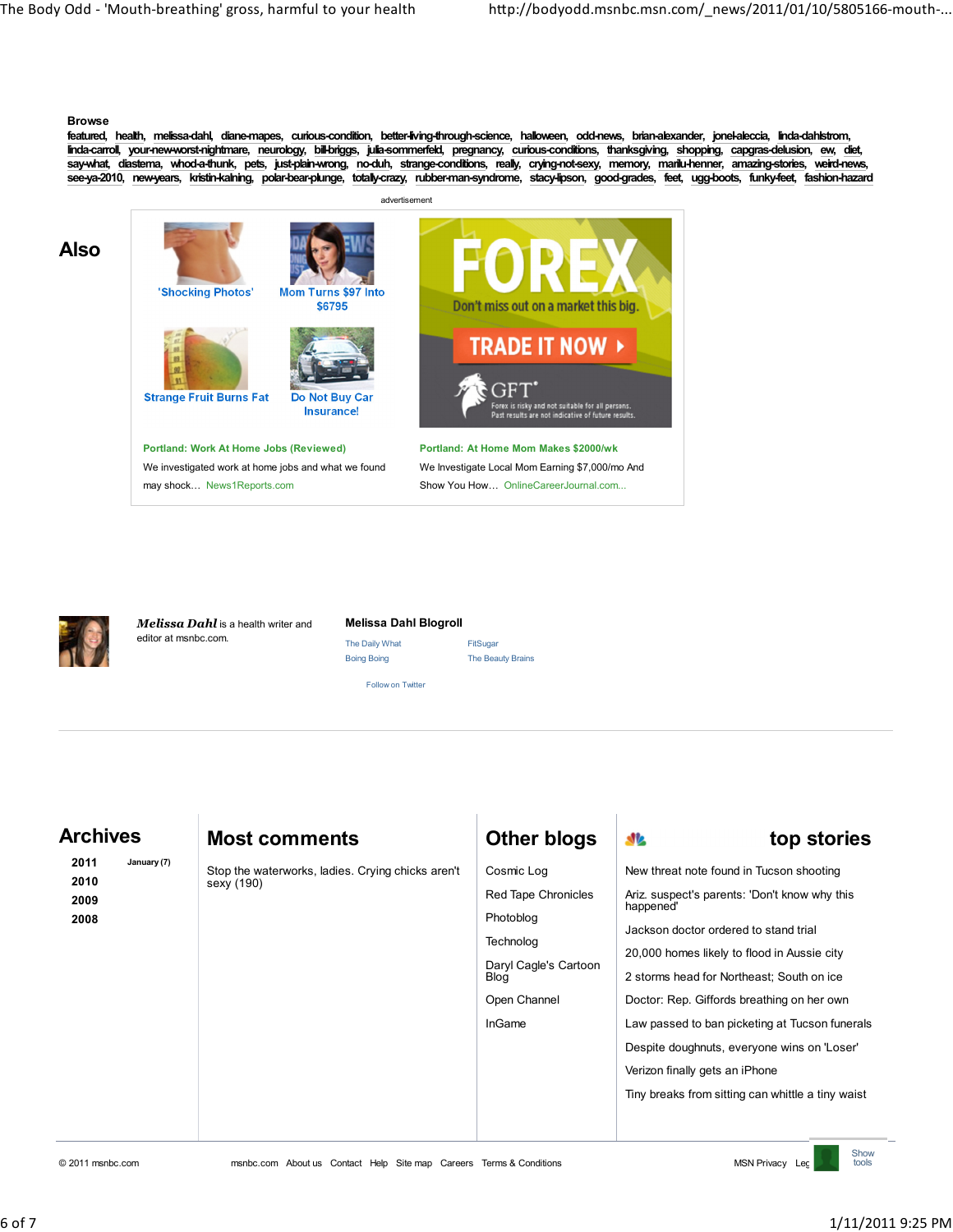**Browse**

featured, health, melissa-dahl, diane-mapes, curious-condition, better-living-through-science, halloween, odd-news, brian-alexander, jonel-aleccia, linda-dahlstrom, linda-carroll, your-new-worst-nightmare, neurology, bill-briggs, julia-sommerfeld, pregnancy, curious-conditions, thanksgiving, shopping, capgras-delusion, ew, diet, say-what, diastema, whod-a-thunk, pets, just-plain-wrong, no-duh, strange-conditions, really, crying-not-sexy, memory, marilu-henner, amazing-stories, weird-news, see-ya-2010, new-years, kristin-kalning, polar-bear-plunge, totally-crazy, rubber-man-syndrome, stacy-lipson, good-grades, feet, ugg-boots, funky-feet, fashion-hazard

advertisement

## Also

'Shocking Photos'

Mom Turns $97 Into $6795

Strange Fruit Burns Fat

Do Not Buy Car Insurance!

FOREX

Don't miss out on a market this big.

TRADE IT NOW

GFT

Forex is risky and not suitable for all persons. Past results are not indicative of future results.

**Portland: Work At Home Jobs (Reviewed)**

We investigated work at home jobs and what we found may shock… News1Reports.com

**Portland: At Home Mom Makes $2000/wk**

We Investigate Local Mom Earning $7,000/mo And Show You How… OnlineCareerJournal.com...

***Melissa Dahl*** is a health writer and editor at msnbc.com.

**Melissa Dahl Blogroll**

- The Daily What
- FitSugar
- Boing Boing
- The Beauty Brains

Follow on Twitter

## Archives

- 2011 — January (7)
- 2010
- 2009
- 2008

## Most comments

Stop the waterworks, ladies. Crying chicks aren't sexy (190)

## Other blogs

- Cosmic Log
- Red Tape Chronicles
- Photoblog
- Technolog
- Daryl Cagle's Cartoon Blog
- Open Channel
- InGame

## top stories

- New threat note found in Tucson shooting
- Ariz. suspect's parents: 'Don't know why this happened'
- Jackson doctor ordered to stand trial
- 20,000 homes likely to flood in Aussie city
- 2 storms head for Northeast; South on ice
- Doctor: Rep. Giffords breathing on her own
- Law passed to ban picketing at Tucson funerals
- Despite doughnuts, everyone wins on 'Loser'
- Verizon finally gets an iPhone
- Tiny breaks from sitting can whittle a tiny waist

© 2011 msnbc.com msnbc.com About us Contact Help Site map Careers Terms & Conditions MSN Privacy Leg Show tools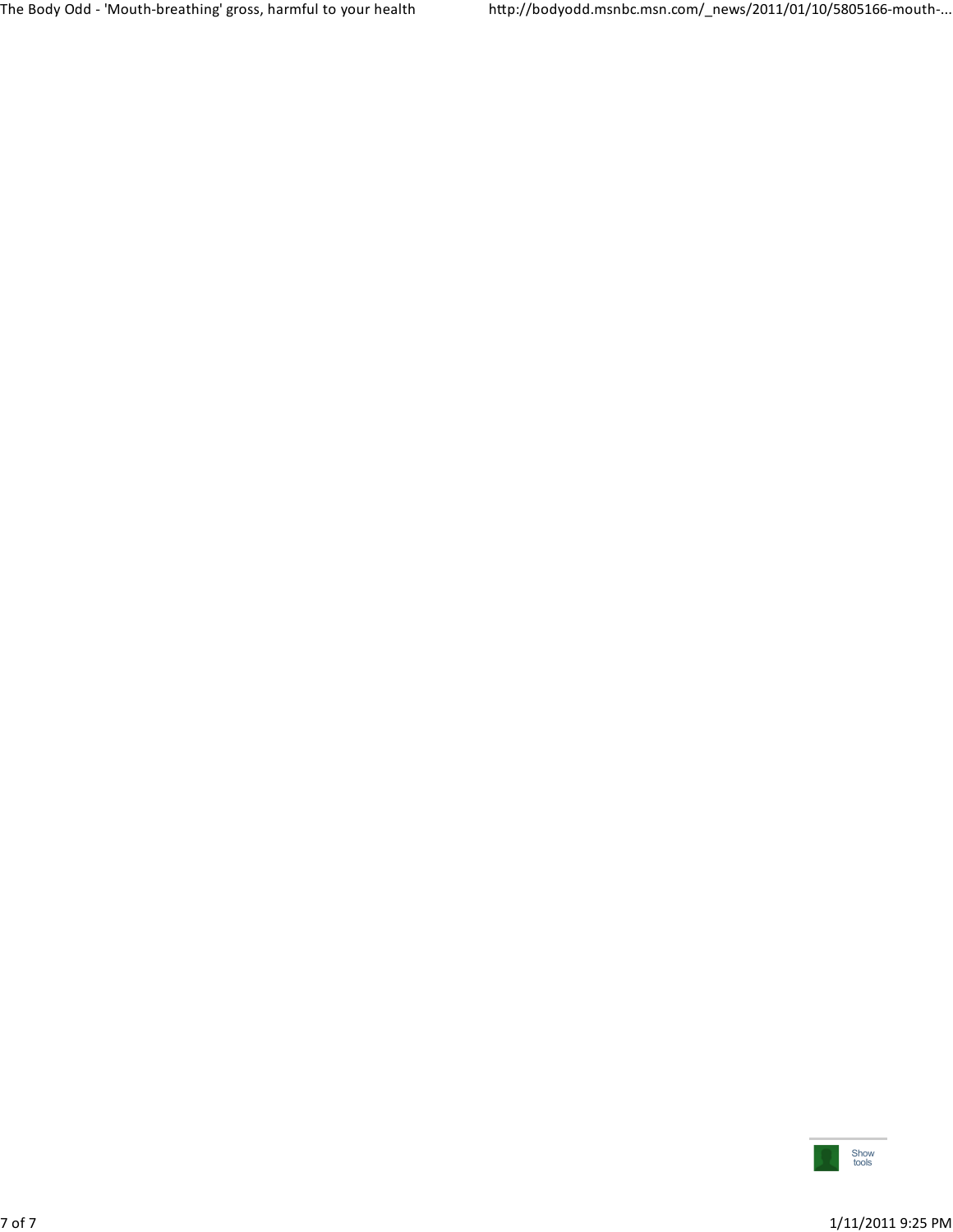Show tools